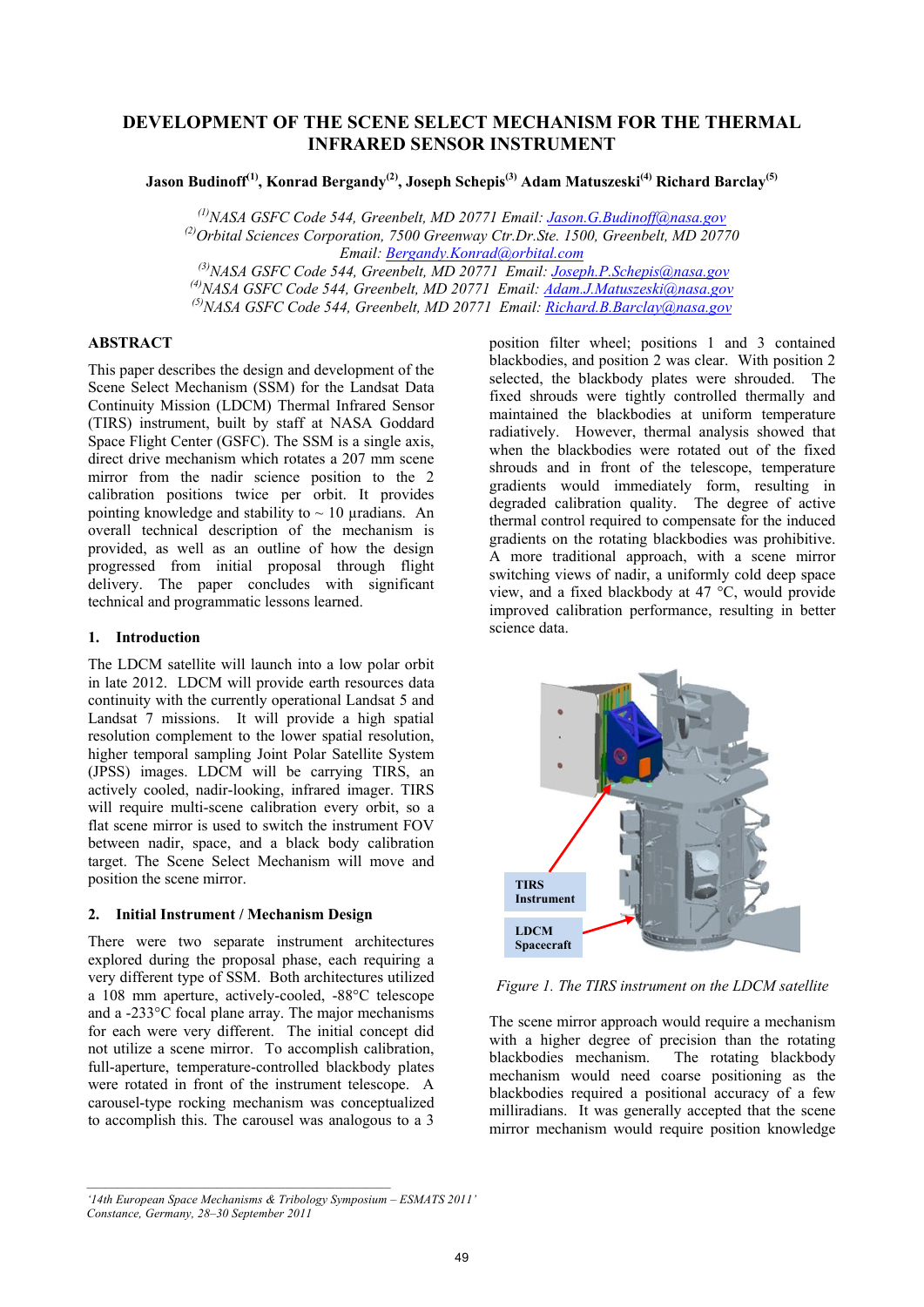# DEVELOPMENT OF THE SCENE SELECT MECHANISM FOR THE THERMAL INFRARED SENSOR INSTRUMENT

**Jason Budinoff[(1)], Konrad Bergandy[(2)], Joseph Schepis[(3)] Adam Matuszeski[(4)] Richard Barclay[(5)]**

*[(1)]NASA GSFC Code 544, Greenbelt, MD 20771 Email: Jason.G.Budinoff@nasa.gov*
*[(2)]Orbital Sciences Corporation, 7500 Greenway Ctr.Dr.Ste. 1500, Greenbelt, MD 20770 Email: Bergandy.Konrad@orbital.com*
*[(3)]NASA GSFC Code 544, Greenbelt, MD 20771 Email: Joseph.P.Schepis@nasa.gov*
*[(4)]NASA GSFC Code 544, Greenbelt, MD 20771 Email: Adam.J.Matuszeski@nasa.gov*
*[(5)]NASA GSFC Code 544, Greenbelt, MD 20771 Email: Richard.B.Barclay@nasa.gov*

## ABSTRACT

This paper describes the design and development of the Scene Select Mechanism (SSM) for the Landsat Data Continuity Mission (LDCM) Thermal Infrared Sensor (TIRS) instrument, built by staff at NASA Goddard Space Flight Center (GSFC). The SSM is a single axis, direct drive mechanism which rotates a 207 mm scene mirror from the nadir science position to the 2 calibration positions twice per orbit. It provides pointing knowledge and stability to ~ 10 μradians. An overall technical description of the mechanism is provided, as well as an outline of how the design progressed from initial proposal through flight delivery. The paper concludes with significant technical and programmatic lessons learned.

## 1. Introduction

The LDCM satellite will launch into a low polar orbit in late 2012. LDCM will provide earth resources data continuity with the currently operational Landsat 5 and Landsat 7 missions. It will provide a high spatial resolution complement to the lower spatial resolution, higher temporal sampling Joint Polar Satellite System (JPSS) images. LDCM will be carrying TIRS, an actively cooled, nadir-looking, infrared imager. TIRS will require multi-scene calibration every orbit, so a flat scene mirror is used to switch the instrument FOV between nadir, space, and a black body calibration target. The Scene Select Mechanism will move and position the scene mirror.

## 2. Initial Instrument / Mechanism Design

There were two separate instrument architectures explored during the proposal phase, each requiring a very different type of SSM. Both architectures utilized a 108 mm aperture, actively-cooled, -88°C telescope and a -233°C focal plane array. The major mechanisms for each were very different. The initial concept did not utilize a scene mirror. To accomplish calibration, full-aperture, temperature-controlled blackbody plates were rotated in front of the instrument telescope. A carousel-type rocking mechanism was conceptualized to accomplish this. The carousel was analogous to a 3 position filter wheel; positions 1 and 3 contained blackbodies, and position 2 was clear. With position 2 selected, the blackbody plates were shrouded. The fixed shrouds were tightly controlled thermally and maintained the blackbodies at uniform temperature radiatively. However, thermal analysis showed that when the blackbodies were rotated out of the fixed shrouds and in front of the telescope, temperature gradients would immediately form, resulting in degraded calibration quality. The degree of active thermal control required to compensate for the induced gradients on the rotating blackbodies was prohibitive. A more traditional approach, with a scene mirror switching views of nadir, a uniformly cold deep space view, and a fixed blackbody at 47 °C, would provide improved calibration performance, resulting in better science data.

TIRS Instrument

LDCM Spacecraft

*Figure 1. The TIRS instrument on the LDCM satellite*

The scene mirror approach would require a mechanism with a higher degree of precision than the rotating blackbodies mechanism. The rotating blackbody mechanism would need coarse positioning as the blackbodies required a positional accuracy of a few milliradians. It was generally accepted that the scene mirror mechanism would require position knowledge

*'14th European Space Mechanisms & Tribology Symposium – ESMATS 2011' Constance, Germany, 28–30 September 2011*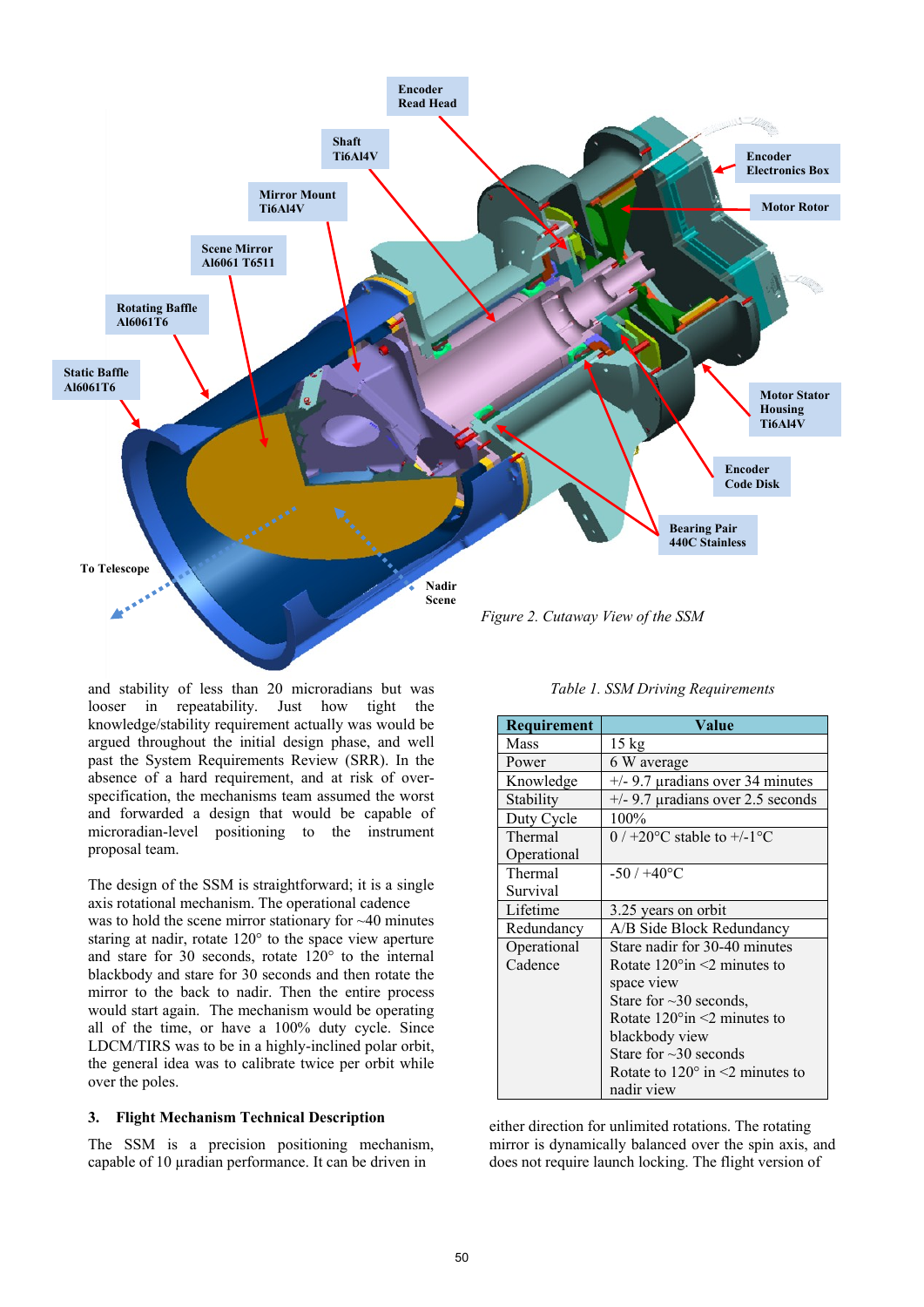Figure 2. Cutaway View of the SSM

and stability of less than 20 microradians but was looser in repeatability. Just how tight the knowledge/stability requirement actually was would be argued throughout the initial design phase, and well past the System Requirements Review (SRR). In the absence of a hard requirement, and at risk of over-specification, the mechanisms team assumed the worst and forwarded a design that would be capable of microradian-level positioning to the instrument proposal team.

The design of the SSM is straightforward; it is a single axis rotational mechanism. The operational cadence was to hold the scene mirror stationary for ~40 minutes staring at nadir, rotate 120° to the space view aperture and stare for 30 seconds, rotate 120° to the internal blackbody and stare for 30 seconds and then rotate the mirror to the back to nadir. Then the entire process would start again. The mechanism would be operating all of the time, or have a 100% duty cycle. Since LDCM/TIRS was to be in a highly-inclined polar orbit, the general idea was to calibrate twice per orbit while over the poles.

## 3. Flight Mechanism Technical Description

The SSM is a precision positioning mechanism, capable of 10 µradian performance. It can be driven in either direction for unlimited rotations. The rotating mirror is dynamically balanced over the spin axis, and does not require launch locking. The flight version of

*Table 1. SSM Driving Requirements*

| Requirement | Value |
|---|---|
| Mass | 15 kg |
| Power | 6 W average |
| Knowledge | +/- 9.7 µradians over 34 minutes |
| Stability | +/- 9.7 µradians over 2.5 seconds |
| Duty Cycle | 100% |
| Thermal Operational | 0 / +20°C stable to +/-1°C |
| Thermal Survival | -50 / +40°C |
| Lifetime | 3.25 years on orbit |
| Redundancy | A/B Side Block Redundancy |
| Operational Cadence | Stare nadir for 30-40 minutes<br>Rotate 120°in <2 minutes to space view<br>Stare for ~30 seconds,<br>Rotate 120°in <2 minutes to blackbody view<br>Stare for ~30 seconds<br>Rotate to 120° in <2 minutes to nadir view |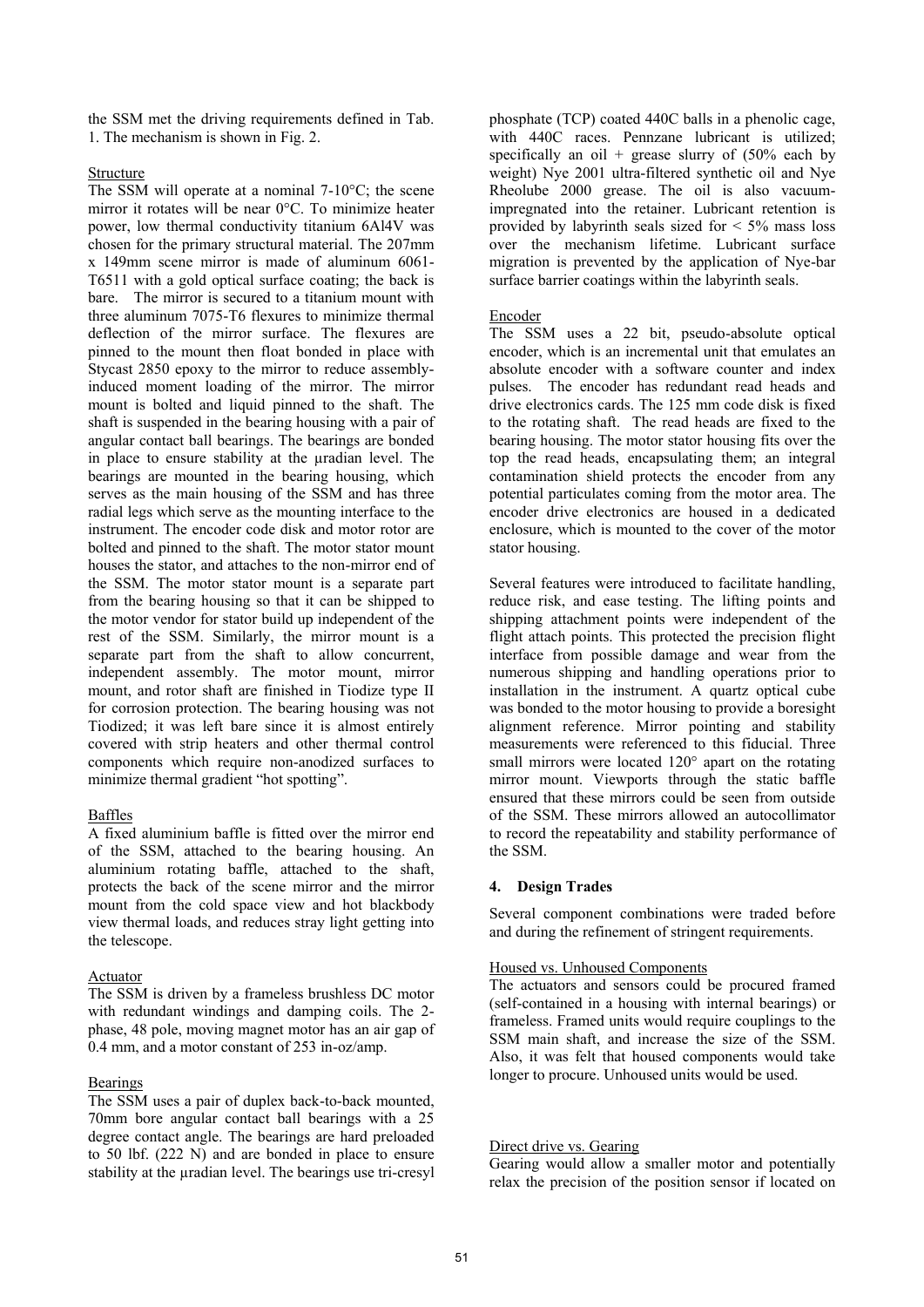the SSM met the driving requirements defined in Tab. 1. The mechanism is shown in Fig. 2.

### Structure

The SSM will operate at a nominal 7-10°C; the scene mirror it rotates will be near 0°C. To minimize heater power, low thermal conductivity titanium 6Al4V was chosen for the primary structural material. The 207mm x 149mm scene mirror is made of aluminum 6061-T6511 with a gold optical surface coating; the back is bare. The mirror is secured to a titanium mount with three aluminum 7075-T6 flexures to minimize thermal deflection of the mirror surface. The flexures are pinned to the mount then float bonded in place with Stycast 2850 epoxy to the mirror to reduce assembly-induced moment loading of the mirror. The mirror mount is bolted and liquid pinned to the shaft. The shaft is suspended in the bearing housing with a pair of angular contact ball bearings. The bearings are bonded in place to ensure stability at the μradian level. The bearings are mounted in the bearing housing, which serves as the main housing of the SSM and has three radial legs which serve as the mounting interface to the instrument. The encoder code disk and motor rotor are bolted and pinned to the shaft. The motor stator mount houses the stator, and attaches to the non-mirror end of the SSM. The motor stator mount is a separate part from the bearing housing so that it can be shipped to the motor vendor for stator build up independent of the rest of the SSM. Similarly, the mirror mount is a separate part from the shaft to allow concurrent, independent assembly. The motor mount, mirror mount, and rotor shaft are finished in Tiodize type II for corrosion protection. The bearing housing was not Tiodized; it was left bare since it is almost entirely covered with strip heaters and other thermal control components which require non-anodized surfaces to minimize thermal gradient "hot spotting".

### Baffles

A fixed aluminium baffle is fitted over the mirror end of the SSM, attached to the bearing housing. An aluminium rotating baffle, attached to the shaft, protects the back of the scene mirror and the mirror mount from the cold space view and hot blackbody view thermal loads, and reduces stray light getting into the telescope.

### Actuator

The SSM is driven by a frameless brushless DC motor with redundant windings and damping coils. The 2-phase, 48 pole, moving magnet motor has an air gap of 0.4 mm, and a motor constant of 253 in-oz/amp.

### Bearings

The SSM uses a pair of duplex back-to-back mounted, 70mm bore angular contact ball bearings with a 25 degree contact angle. The bearings are hard preloaded to 50 lbf. (222 N) and are bonded in place to ensure stability at the μradian level. The bearings use tri-cresyl phosphate (TCP) coated 440C balls in a phenolic cage, with 440C races. Pennzane lubricant is utilized; specifically an oil + grease slurry of (50% each by weight) Nye 2001 ultra-filtered synthetic oil and Nye Rheolube 2000 grease. The oil is also vacuum-impregnated into the retainer. Lubricant retention is provided by labyrinth seals sized for < 5% mass loss over the mechanism lifetime. Lubricant surface migration is prevented by the application of Nye-bar surface barrier coatings within the labyrinth seals.

### Encoder

The SSM uses a 22 bit, pseudo-absolute optical encoder, which is an incremental unit that emulates an absolute encoder with a software counter and index pulses. The encoder has redundant read heads and drive electronics cards. The 125 mm code disk is fixed to the rotating shaft. The read heads are fixed to the bearing housing. The motor stator housing fits over the top the read heads, encapsulating them; an integral contamination shield protects the encoder from any potential particulates coming from the motor area. The encoder drive electronics are housed in a dedicated enclosure, which is mounted to the cover of the motor stator housing.

Several features were introduced to facilitate handling, reduce risk, and ease testing. The lifting points and shipping attachment points were independent of the flight attach points. This protected the precision flight interface from possible damage and wear from the numerous shipping and handling operations prior to installation in the instrument. A quartz optical cube was bonded to the motor housing to provide a boresight alignment reference. Mirror pointing and stability measurements were referenced to this fiducial. Three small mirrors were located 120° apart on the rotating mirror mount. Viewports through the static baffle ensured that these mirrors could be seen from outside of the SSM. These mirrors allowed an autocollimator to record the repeatability and stability performance of the SSM.

## 4. Design Trades

Several component combinations were traded before and during the refinement of stringent requirements.

### Housed vs. Unhoused Components

The actuators and sensors could be procured framed (self-contained in a housing with internal bearings) or frameless. Framed units would require couplings to the SSM main shaft, and increase the size of the SSM. Also, it was felt that housed components would take longer to procure. Unhoused units would be used.

### Direct drive vs. Gearing

Gearing would allow a smaller motor and potentially relax the precision of the position sensor if located on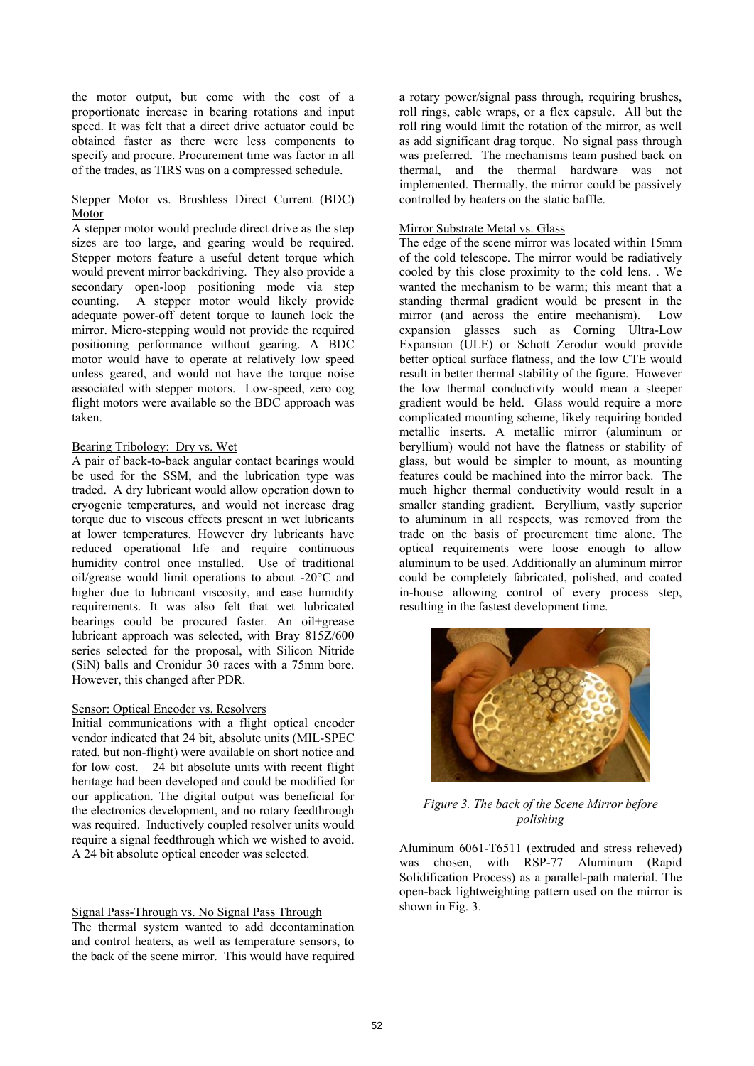the motor output, but come with the cost of a proportionate increase in bearing rotations and input speed. It was felt that a direct drive actuator could be obtained faster as there were less components to specify and procure. Procurement time was factor in all of the trades, as TIRS was on a compressed schedule.

Stepper Motor vs. Brushless Direct Current (BDC) Motor

A stepper motor would preclude direct drive as the step sizes are too large, and gearing would be required. Stepper motors feature a useful detent torque which would prevent mirror backdriving. They also provide a secondary open-loop positioning mode via step counting. A stepper motor would likely provide adequate power-off detent torque to launch lock the mirror. Micro-stepping would not provide the required positioning performance without gearing. A BDC motor would have to operate at relatively low speed unless geared, and would not have the torque noise associated with stepper motors. Low-speed, zero cog flight motors were available so the BDC approach was taken.

Bearing Tribology: Dry vs. Wet

A pair of back-to-back angular contact bearings would be used for the SSM, and the lubrication type was traded. A dry lubricant would allow operation down to cryogenic temperatures, and would not increase drag torque due to viscous effects present in wet lubricants at lower temperatures. However dry lubricants have reduced operational life and require continuous humidity control once installed. Use of traditional oil/grease would limit operations to about -20°C and higher due to lubricant viscosity, and ease humidity requirements. It was also felt that wet lubricated bearings could be procured faster. An oil+grease lubricant approach was selected, with Bray 815Z/600 series selected for the proposal, with Silicon Nitride (SiN) balls and Cronidur 30 races with a 75mm bore. However, this changed after PDR.

Sensor: Optical Encoder vs. Resolvers

Initial communications with a flight optical encoder vendor indicated that 24 bit, absolute units (MIL-SPEC rated, but non-flight) were available on short notice and for low cost. 24 bit absolute units with recent flight heritage had been developed and could be modified for our application. The digital output was beneficial for the electronics development, and no rotary feedthrough was required. Inductively coupled resolver units would require a signal feedthrough which we wished to avoid. A 24 bit absolute optical encoder was selected.

Signal Pass-Through vs. No Signal Pass Through

The thermal system wanted to add decontamination and control heaters, as well as temperature sensors, to the back of the scene mirror. This would have required a rotary power/signal pass through, requiring brushes, roll rings, cable wraps, or a flex capsule. All but the roll ring would limit the rotation of the mirror, as well as add significant drag torque. No signal pass through was preferred. The mechanisms team pushed back on thermal, and the thermal hardware was not implemented. Thermally, the mirror could be passively controlled by heaters on the static baffle.

Mirror Substrate Metal vs. Glass

The edge of the scene mirror was located within 15mm of the cold telescope. The mirror would be radiatively cooled by this close proximity to the cold lens. . We wanted the mechanism to be warm; this meant that a standing thermal gradient would be present in the mirror (and across the entire mechanism). Low expansion glasses such as Corning Ultra-Low Expansion (ULE) or Schott Zerodur would provide better optical surface flatness, and the low CTE would result in better thermal stability of the figure. However the low thermal conductivity would mean a steeper gradient would be held. Glass would require a more complicated mounting scheme, likely requiring bonded metallic inserts. A metallic mirror (aluminum or beryllium) would not have the flatness or stability of glass, but would be simpler to mount, as mounting features could be machined into the mirror back. The much higher thermal conductivity would result in a smaller standing gradient. Beryllium, vastly superior to aluminum in all respects, was removed from the trade on the basis of procurement time alone. The optical requirements were loose enough to allow aluminum to be used. Additionally an aluminum mirror could be completely fabricated, polished, and coated in-house allowing control of every process step, resulting in the fastest development time.

*Figure 3. The back of the Scene Mirror before polishing*

Aluminum 6061-T6511 (extruded and stress relieved) was chosen, with RSP-77 Aluminum (Rapid Solidification Process) as a parallel-path material. The open-back lightweighting pattern used on the mirror is shown in Fig. 3.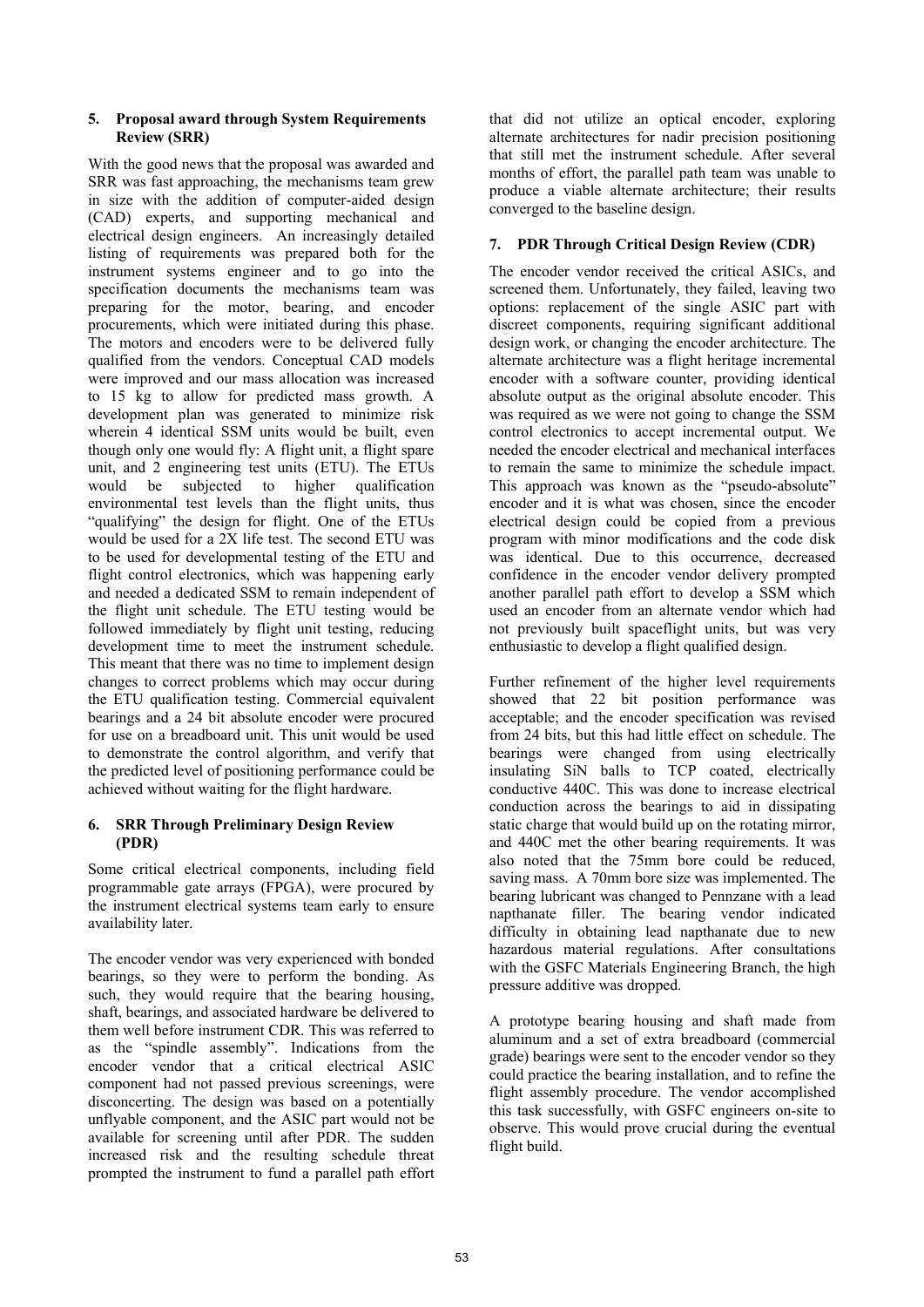## 5. Proposal award through System Requirements Review (SRR)

With the good news that the proposal was awarded and SRR was fast approaching, the mechanisms team grew in size with the addition of computer-aided design (CAD) experts, and supporting mechanical and electrical design engineers. An increasingly detailed listing of requirements was prepared both for the instrument systems engineer and to go into the specification documents the mechanisms team was preparing for the motor, bearing, and encoder procurements, which were initiated during this phase. The motors and encoders were to be delivered fully qualified from the vendors. Conceptual CAD models were improved and our mass allocation was increased to 15 kg to allow for predicted mass growth. A development plan was generated to minimize risk wherein 4 identical SSM units would be built, even though only one would fly: A flight unit, a flight spare unit, and 2 engineering test units (ETU). The ETUs would be subjected to higher qualification environmental test levels than the flight units, thus "qualifying" the design for flight. One of the ETUs would be used for a 2X life test. The second ETU was to be used for developmental testing of the ETU and flight control electronics, which was happening early and needed a dedicated SSM to remain independent of the flight unit schedule. The ETU testing would be followed immediately by flight unit testing, reducing development time to meet the instrument schedule. This meant that there was no time to implement design changes to correct problems which may occur during the ETU qualification testing. Commercial equivalent bearings and a 24 bit absolute encoder were procured for use on a breadboard unit. This unit would be used to demonstrate the control algorithm, and verify that the predicted level of positioning performance could be achieved without waiting for the flight hardware.

## 6. SRR Through Preliminary Design Review (PDR)

Some critical electrical components, including field programmable gate arrays (FPGA), were procured by the instrument electrical systems team early to ensure availability later.

The encoder vendor was very experienced with bonded bearings, so they were to perform the bonding. As such, they would require that the bearing housing, shaft, bearings, and associated hardware be delivered to them well before instrument CDR. This was referred to as the "spindle assembly". Indications from the encoder vendor that a critical electrical ASIC component had not passed previous screenings, were disconcerting. The design was based on a potentially unflyable component, and the ASIC part would not be available for screening until after PDR. The sudden increased risk and the resulting schedule threat prompted the instrument to fund a parallel path effort that did not utilize an optical encoder, exploring alternate architectures for nadir precision positioning that still met the instrument schedule. After several months of effort, the parallel path team was unable to produce a viable alternate architecture; their results converged to the baseline design.

## 7. PDR Through Critical Design Review (CDR)

The encoder vendor received the critical ASICs, and screened them. Unfortunately, they failed, leaving two options: replacement of the single ASIC part with discreet components, requiring significant additional design work, or changing the encoder architecture. The alternate architecture was a flight heritage incremental encoder with a software counter, providing identical absolute output as the original absolute encoder. This was required as we were not going to change the SSM control electronics to accept incremental output. We needed the encoder electrical and mechanical interfaces to remain the same to minimize the schedule impact. This approach was known as the "pseudo-absolute" encoder and it is what was chosen, since the encoder electrical design could be copied from a previous program with minor modifications and the code disk was identical. Due to this occurrence, decreased confidence in the encoder vendor delivery prompted another parallel path effort to develop a SSM which used an encoder from an alternate vendor which had not previously built spaceflight units, but was very enthusiastic to develop a flight qualified design.

Further refinement of the higher level requirements showed that 22 bit position performance was acceptable; and the encoder specification was revised from 24 bits, but this had little effect on schedule. The bearings were changed from using electrically insulating SiN balls to TCP coated, electrically conductive 440C. This was done to increase electrical conduction across the bearings to aid in dissipating static charge that would build up on the rotating mirror, and 440C met the other bearing requirements. It was also noted that the 75mm bore could be reduced, saving mass. A 70mm bore size was implemented. The bearing lubricant was changed to Pennzane with a lead napthanate filler. The bearing vendor indicated difficulty in obtaining lead napthanate due to new hazardous material regulations. After consultations with the GSFC Materials Engineering Branch, the high pressure additive was dropped.

A prototype bearing housing and shaft made from aluminum and a set of extra breadboard (commercial grade) bearings were sent to the encoder vendor so they could practice the bearing installation, and to refine the flight assembly procedure. The vendor accomplished this task successfully, with GSFC engineers on-site to observe. This would prove crucial during the eventual flight build.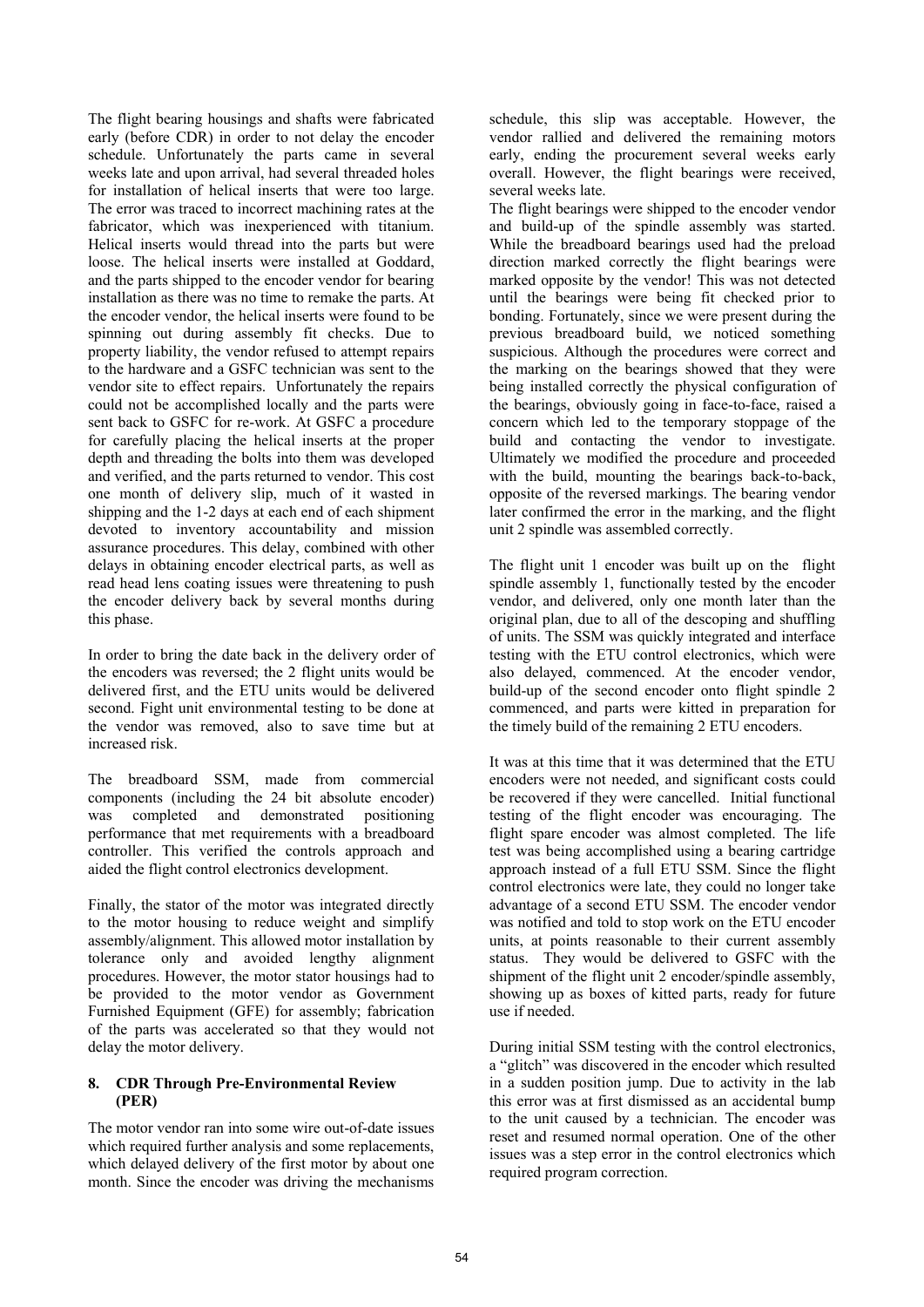The flight bearing housings and shafts were fabricated early (before CDR) in order to not delay the encoder schedule. Unfortunately the parts came in several weeks late and upon arrival, had several threaded holes for installation of helical inserts that were too large. The error was traced to incorrect machining rates at the fabricator, which was inexperienced with titanium. Helical inserts would thread into the parts but were loose. The helical inserts were installed at Goddard, and the parts shipped to the encoder vendor for bearing installation as there was no time to remake the parts. At the encoder vendor, the helical inserts were found to be spinning out during assembly fit checks. Due to property liability, the vendor refused to attempt repairs to the hardware and a GSFC technician was sent to the vendor site to effect repairs. Unfortunately the repairs could not be accomplished locally and the parts were sent back to GSFC for re-work. At GSFC a procedure for carefully placing the helical inserts at the proper depth and threading the bolts into them was developed and verified, and the parts returned to vendor. This cost one month of delivery slip, much of it wasted in shipping and the 1-2 days at each end of each shipment devoted to inventory accountability and mission assurance procedures. This delay, combined with other delays in obtaining encoder electrical parts, as well as read head lens coating issues were threatening to push the encoder delivery back by several months during this phase.

In order to bring the date back in the delivery order of the encoders was reversed; the 2 flight units would be delivered first, and the ETU units would be delivered second. Fight unit environmental testing to be done at the vendor was removed, also to save time but at increased risk.

The breadboard SSM, made from commercial components (including the 24 bit absolute encoder) was completed and demonstrated positioning performance that met requirements with a breadboard controller. This verified the controls approach and aided the flight control electronics development.

Finally, the stator of the motor was integrated directly to the motor housing to reduce weight and simplify assembly/alignment. This allowed motor installation by tolerance only and avoided lengthy alignment procedures. However, the motor stator housings had to be provided to the motor vendor as Government Furnished Equipment (GFE) for assembly; fabrication of the parts was accelerated so that they would not delay the motor delivery.

## 8. CDR Through Pre-Environmental Review (PER)

The motor vendor ran into some wire out-of-date issues which required further analysis and some replacements, which delayed delivery of the first motor by about one month. Since the encoder was driving the mechanisms schedule, this slip was acceptable. However, the vendor rallied and delivered the remaining motors early, ending the procurement several weeks early overall. However, the flight bearings were received, several weeks late.

The flight bearings were shipped to the encoder vendor and build-up of the spindle assembly was started. While the breadboard bearings used had the preload direction marked correctly the flight bearings were marked opposite by the vendor! This was not detected until the bearings were being fit checked prior to bonding. Fortunately, since we were present during the previous breadboard build, we noticed something suspicious. Although the procedures were correct and the marking on the bearings showed that they were being installed correctly the physical configuration of the bearings, obviously going in face-to-face, raised a concern which led to the temporary stoppage of the build and contacting the vendor to investigate. Ultimately we modified the procedure and proceeded with the build, mounting the bearings back-to-back, opposite of the reversed markings. The bearing vendor later confirmed the error in the marking, and the flight unit 2 spindle was assembled correctly.

The flight unit 1 encoder was built up on the flight spindle assembly 1, functionally tested by the encoder vendor, and delivered, only one month later than the original plan, due to all of the descoping and shuffling of units. The SSM was quickly integrated and interface testing with the ETU control electronics, which were also delayed, commenced. At the encoder vendor, build-up of the second encoder onto flight spindle 2 commenced, and parts were kitted in preparation for the timely build of the remaining 2 ETU encoders.

It was at this time that it was determined that the ETU encoders were not needed, and significant costs could be recovered if they were cancelled. Initial functional testing of the flight encoder was encouraging. The flight spare encoder was almost completed. The life test was being accomplished using a bearing cartridge approach instead of a full ETU SSM. Since the flight control electronics were late, they could no longer take advantage of a second ETU SSM. The encoder vendor was notified and told to stop work on the ETU encoder units, at points reasonable to their current assembly status. They would be delivered to GSFC with the shipment of the flight unit 2 encoder/spindle assembly, showing up as boxes of kitted parts, ready for future use if needed.

During initial SSM testing with the control electronics, a "glitch" was discovered in the encoder which resulted in a sudden position jump. Due to activity in the lab this error was at first dismissed as an accidental bump to the unit caused by a technician. The encoder was reset and resumed normal operation. One of the other issues was a step error in the control electronics which required program correction.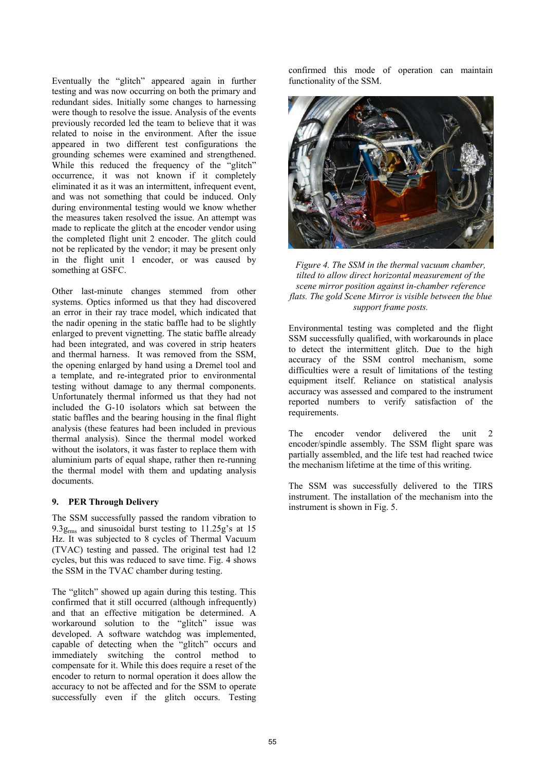Eventually the "glitch" appeared again in further testing and was now occurring on both the primary and redundant sides. Initially some changes to harnessing were though to resolve the issue. Analysis of the events previously recorded led the team to believe that it was related to noise in the environment. After the issue appeared in two different test configurations the grounding schemes were examined and strengthened. While this reduced the frequency of the "glitch" occurrence, it was not known if it completely eliminated it as it was an intermittent, infrequent event, and was not something that could be induced. Only during environmental testing would we know whether the measures taken resolved the issue. An attempt was made to replicate the glitch at the encoder vendor using the completed flight unit 2 encoder. The glitch could not be replicated by the vendor; it may be present only in the flight unit 1 encoder, or was caused by something at GSFC.

Other last-minute changes stemmed from other systems. Optics informed us that they had discovered an error in their ray trace model, which indicated that the nadir opening in the static baffle had to be slightly enlarged to prevent vignetting. The static baffle already had been integrated, and was covered in strip heaters and thermal harness. It was removed from the SSM, the opening enlarged by hand using a Dremel tool and a template, and re-integrated prior to environmental testing without damage to any thermal components. Unfortunately thermal informed us that they had not included the G-10 isolators which sat between the static baffles and the bearing housing in the final flight analysis (these features had been included in previous thermal analysis). Since the thermal model worked without the isolators, it was faster to replace them with aluminium parts of equal shape, rather then re-running the thermal model with them and updating analysis documents.

## 9. PER Through Delivery

The SSM successfully passed the random vibration to $9.3g_{rms}$ and sinusoidal burst testing to 11.25g's at 15 Hz. It was subjected to 8 cycles of Thermal Vacuum (TVAC) testing and passed. The original test had 12 cycles, but this was reduced to save time. Fig. 4 shows the SSM in the TVAC chamber during testing.

The "glitch" showed up again during this testing. This confirmed that it still occurred (although infrequently) and that an effective mitigation be determined. A workaround solution to the "glitch" issue was developed. A software watchdog was implemented, capable of detecting when the "glitch" occurs and immediately switching the control method to compensate for it. While this does require a reset of the encoder to return to normal operation it does allow the accuracy to not be affected and for the SSM to operate successfully even if the glitch occurs. Testing confirmed this mode of operation can maintain functionality of the SSM.

*Figure 4. The SSM in the thermal vacuum chamber, tilted to allow direct horizontal measurement of the scene mirror position against in-chamber reference flats. The gold Scene Mirror is visible between the blue support frame posts.*

Environmental testing was completed and the flight SSM successfully qualified, with workarounds in place to detect the intermittent glitch. Due to the high accuracy of the SSM control mechanism, some difficulties were a result of limitations of the testing equipment itself. Reliance on statistical analysis accuracy was assessed and compared to the instrument reported numbers to verify satisfaction of the requirements.

The encoder vendor delivered the unit 2 encoder/spindle assembly. The SSM flight spare was partially assembled, and the life test had reached twice the mechanism lifetime at the time of this writing.

The SSM was successfully delivered to the TIRS instrument. The installation of the mechanism into the instrument is shown in Fig. 5.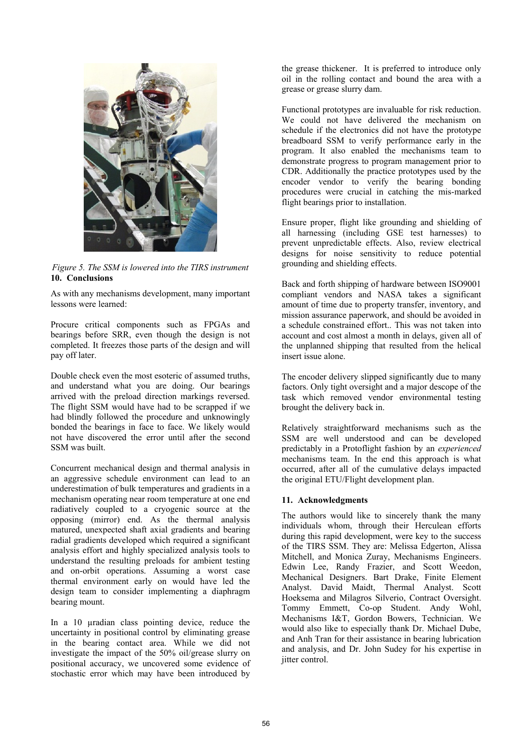*Figure 5. The SSM is lowered into the TIRS instrument*

## 10. Conclusions

As with any mechanisms development, many important lessons were learned:

Procure critical components such as FPGAs and bearings before SRR, even though the design is not completed. It freezes those parts of the design and will pay off later.

Double check even the most esoteric of assumed truths, and understand what you are doing. Our bearings arrived with the preload direction markings reversed. The flight SSM would have had to be scrapped if we had blindly followed the procedure and unknowingly bonded the bearings in face to face. We likely would not have discovered the error until after the second SSM was built.

Concurrent mechanical design and thermal analysis in an aggressive schedule environment can lead to an underestimation of bulk temperatures and gradients in a mechanism operating near room temperature at one end radiatively coupled to a cryogenic source at the opposing (mirror) end. As the thermal analysis matured, unexpected shaft axial gradients and bearing radial gradients developed which required a significant analysis effort and highly specialized analysis tools to understand the resulting preloads for ambient testing and on-orbit operations. Assuming a worst case thermal environment early on would have led the design team to consider implementing a diaphragm bearing mount.

In a 10 μradian class pointing device, reduce the uncertainty in positional control by eliminating grease in the bearing contact area. While we did not investigate the impact of the 50% oil/grease slurry on positional accuracy, we uncovered some evidence of stochastic error which may have been introduced by the grease thickener. It is preferred to introduce only oil in the rolling contact and bound the area with a grease or grease slurry dam.

Functional prototypes are invaluable for risk reduction. We could not have delivered the mechanism on schedule if the electronics did not have the prototype breadboard SSM to verify performance early in the program. It also enabled the mechanisms team to demonstrate progress to program management prior to CDR. Additionally the practice prototypes used by the encoder vendor to verify the bearing bonding procedures were crucial in catching the mis-marked flight bearings prior to installation.

Ensure proper, flight like grounding and shielding of all harnessing (including GSE test harnesses) to prevent unpredictable effects. Also, review electrical designs for noise sensitivity to reduce potential grounding and shielding effects.

Back and forth shipping of hardware between ISO9001 compliant vendors and NASA takes a significant amount of time due to property transfer, inventory, and mission assurance paperwork, and should be avoided in a schedule constrained effort.. This was not taken into account and cost almost a month in delays, given all of the unplanned shipping that resulted from the helical insert issue alone.

The encoder delivery slipped significantly due to many factors. Only tight oversight and a major descope of the task which removed vendor environmental testing brought the delivery back in.

Relatively straightforward mechanisms such as the SSM are well understood and can be developed predictably in a Protoflight fashion by an *experienced* mechanisms team. In the end this approach is what occurred, after all of the cumulative delays impacted the original ETU/Flight development plan.

## 11. Acknowledgments

The authors would like to sincerely thank the many individuals whom, through their Herculean efforts during this rapid development, were key to the success of the TIRS SSM. They are: Melissa Edgerton, Alissa Mitchell, and Monica Zuray, Mechanisms Engineers. Edwin Lee, Randy Frazier, and Scott Weedon, Mechanical Designers. Bart Drake, Finite Element Analyst. David Maidt, Thermal Analyst. Scott Hoeksema and Milagros Silverio, Contract Oversight. Tommy Emmett, Co-op Student. Andy Wohl, Mechanisms I&T, Gordon Bowers, Technician. We would also like to especially thank Dr. Michael Dube, and Anh Tran for their assistance in bearing lubrication and analysis, and Dr. John Sudey for his expertise in jitter control.